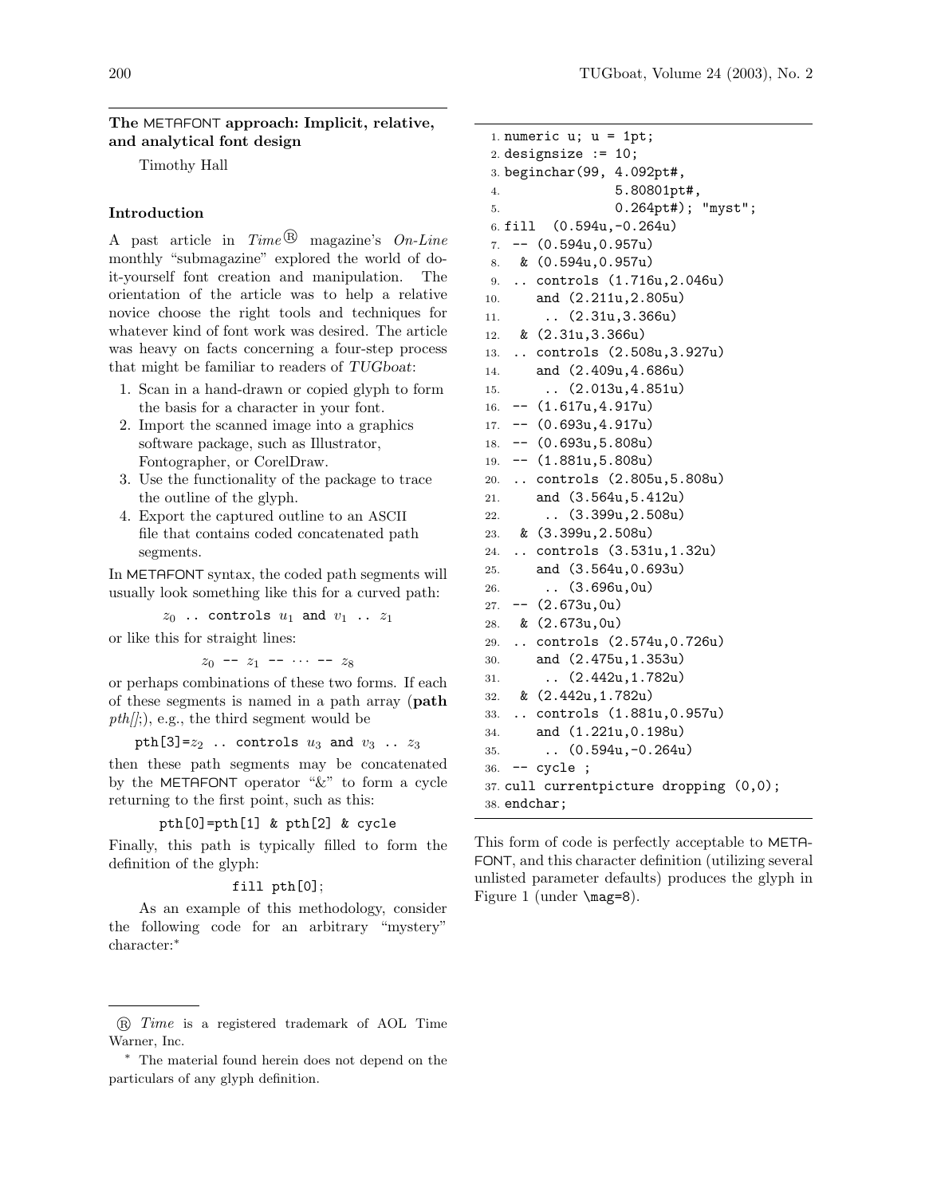## The METAFONT approach: Implicit, relative, and analytical font design

Timothy Hall

### Introduction

A past article in *Time*® magazine's *On-Line* monthly "submagazine" explored the world of do-it-yourself font creation and manipulation. The orientation of the article was to help a relative novice choose the right tools and techniques for whatever kind of font work was desired. The article was heavy on facts concerning a four-step process that might be familiar to readers of *TUGboat*:

1. Scan in a hand-drawn or copied glyph to form the basis for a character in your font.
2. Import the scanned image into a graphics software package, such as Illustrator, Fontographer, or CorelDraw.
3. Use the functionality of the package to trace the outline of the glyph.
4. Export the captured outline to an ASCII file that contains coded concatenated path segments.

In METAFONT syntax, the coded path segments will usually look something like this for a curved path:

$z_0$ `.. controls` $u_1$ `and` $v_1$ `..` $z_1$

or like this for straight lines:

$z_0$ `--` $z_1$ `--` $\cdots$ `--` $z_8$

or perhaps combinations of these two forms. If each of these segments is named in a path array (**path** *pth[]*;), e.g., the third segment would be

`pth[3]=`$z_2$ `.. controls` $u_3$ `and` $v_3$ `..` $z_3$

then these path segments may be concatenated by the METAFONT operator "&" to form a cycle returning to the first point, such as this:

```
pth[0]=pth[1] & pth[2] & cycle
```

Finally, this path is typically filled to form the definition of the glyph:

```
fill pth[0];
```

As an example of this methodology, consider the following code for an arbitrary "mystery" character:*

```
1. numeric u; u = 1pt;
2. designsize := 10;
3. beginchar(99, 4.092pt#,
4.              5.80801pt#,
5.              0.264pt#); "myst";
6. fill  (0.594u,-0.264u)
7.  -- (0.594u,0.957u)
8.   & (0.594u,0.957u)
9.  .. controls (1.716u,2.046u)
10.     and (2.211u,2.805u)
11.      .. (2.31u,3.366u)
12.   & (2.31u,3.366u)
13.  .. controls (2.508u,3.927u)
14.     and (2.409u,4.686u)
15.      .. (2.013u,4.851u)
16.  -- (1.617u,4.917u)
17.  -- (0.693u,4.917u)
18.  -- (0.693u,5.808u)
19.  -- (1.881u,5.808u)
20.  .. controls (2.805u,5.808u)
21.     and (3.564u,5.412u)
22.      .. (3.399u,2.508u)
23.   & (3.399u,2.508u)
24.  .. controls (3.531u,1.32u)
25.     and (3.564u,0.693u)
26.      .. (3.696u,0u)
27.  -- (2.673u,0u)
28.   & (2.673u,0u)
29.  .. controls (2.574u,0.726u)
30.     and (2.475u,1.353u)
31.      .. (2.442u,1.782u)
32.   & (2.442u,1.782u)
33.  .. controls (1.881u,0.957u)
34.     and (1.221u,0.198u)
35.      .. (0.594u,-0.264u)
36.  -- cycle ;
37. cull currentpicture dropping (0,0);
38. endchar;
```

This form of code is perfectly acceptable to METAFONT, and this character definition (utilizing several unlisted parameter defaults) produces the glyph in Figure 1 (under `\mag=8`).

---

® *Time* is a registered trademark of AOL Time Warner, Inc.

* The material found herein does not depend on the particulars of any glyph definition.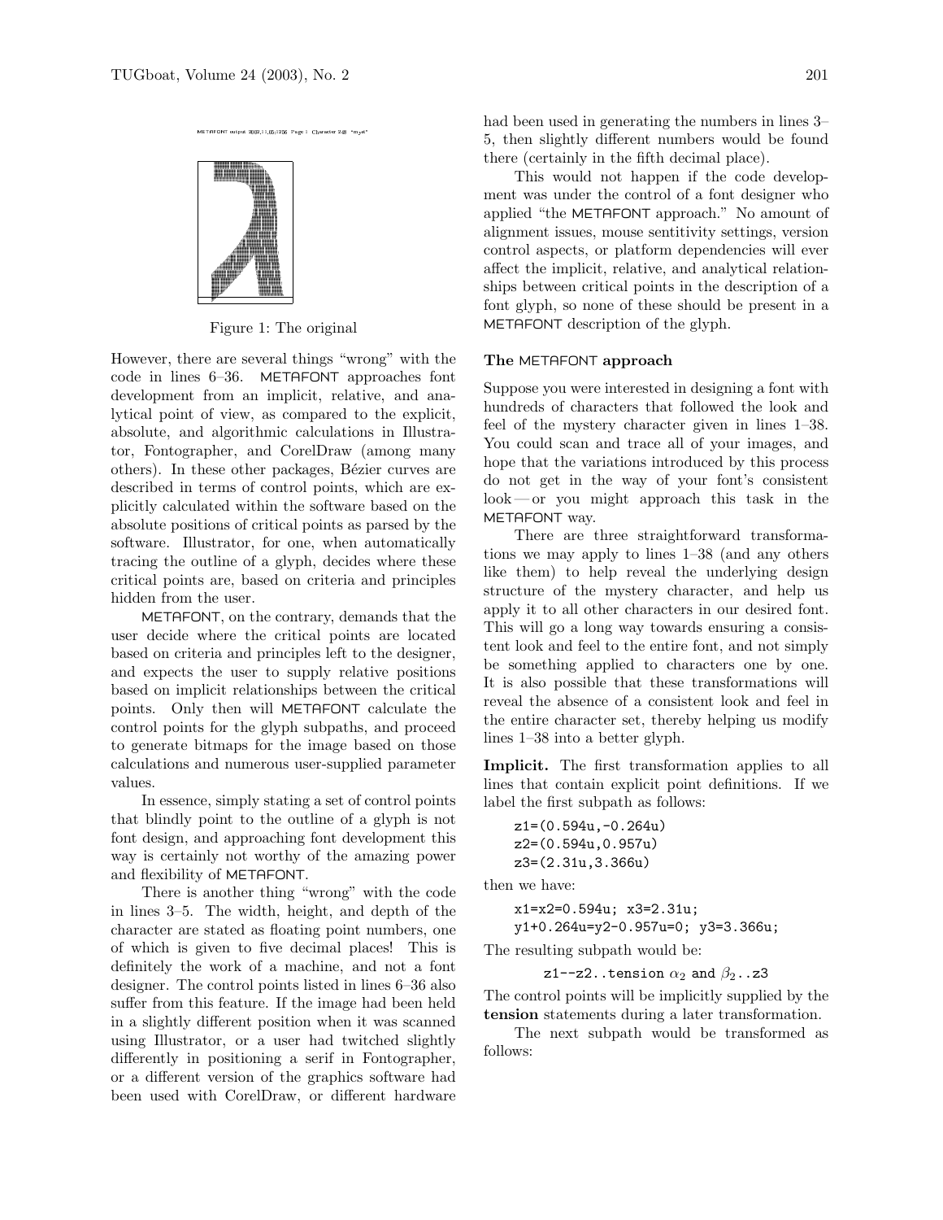METAFONT output 2002.11.05:1256 Page 1 Character 248 "myst"

Figure 1: The original

However, there are several things "wrong" with the code in lines 6–36. METAFONT approaches font development from an implicit, relative, and analytical point of view, as compared to the explicit, absolute, and algorithmic calculations in Illustrator, Fontographer, and CorelDraw (among many others). In these other packages, Bézier curves are described in terms of control points, which are explicitly calculated within the software based on the absolute positions of critical points as parsed by the software. Illustrator, for one, when automatically tracing the outline of a glyph, decides where these critical points are, based on criteria and principles hidden from the user.

METAFONT, on the contrary, demands that the user decide where the critical points are located based on criteria and principles left to the designer, and expects the user to supply relative positions based on implicit relationships between the critical points. Only then will METAFONT calculate the control points for the glyph subpaths, and proceed to generate bitmaps for the image based on those calculations and numerous user-supplied parameter values.

In essence, simply stating a set of control points that blindly point to the outline of a glyph is not font design, and approaching font development this way is certainly not worthy of the amazing power and flexibility of METAFONT.

There is another thing "wrong" with the code in lines 3–5. The width, height, and depth of the character are stated as floating point numbers, one of which is given to five decimal places! This is definitely the work of a machine, and not a font designer. The control points listed in lines 6–36 also suffer from this feature. If the image had been held in a slightly different position when it was scanned using Illustrator, or a user had twitched slightly differently in positioning a serif in Fontographer, or a different version of the graphics software had been used with CorelDraw, or different hardware had been used in generating the numbers in lines 3–5, then slightly different numbers would be found there (certainly in the fifth decimal place).

This would not happen if the code development was under the control of a font designer who applied "the METAFONT approach." No amount of alignment issues, mouse sentitivity settings, version control aspects, or platform dependencies will ever affect the implicit, relative, and analytical relationships between critical points in the description of a font glyph, so none of these should be present in a METAFONT description of the glyph.

## The METAFONT approach

Suppose you were interested in designing a font with hundreds of characters that followed the look and feel of the mystery character given in lines 1–38. You could scan and trace all of your images, and hope that the variations introduced by this process do not get in the way of your font's consistent look — or you might approach this task in the METAFONT way.

There are three straightforward transformations we may apply to lines 1–38 (and any others like them) to help reveal the underlying design structure of the mystery character, and help us apply it to all other characters in our desired font. This will go a long way towards ensuring a consistent look and feel to the entire font, and not simply be something applied to characters one by one. It is also possible that these transformations will reveal the absence of a consistent look and feel in the entire character set, thereby helping us modify lines 1–38 into a better glyph.

**Implicit.** The first transformation applies to all lines that contain explicit point definitions. If we label the first subpath as follows:

```
z1=(0.594u,-0.264u)
z2=(0.594u,0.957u)
z3=(2.31u,3.366u)
```

then we have:

```
x1=x2=0.594u; x3=2.31u;
y1+0.264u=y2-0.957u=0; y3=3.366u;
```

The resulting subpath would be:

z1--z2..tension $\alpha_2$ and $\beta_2$..z3

The control points will be implicitly supplied by the **tension** statements during a later transformation.

The next subpath would be transformed as follows: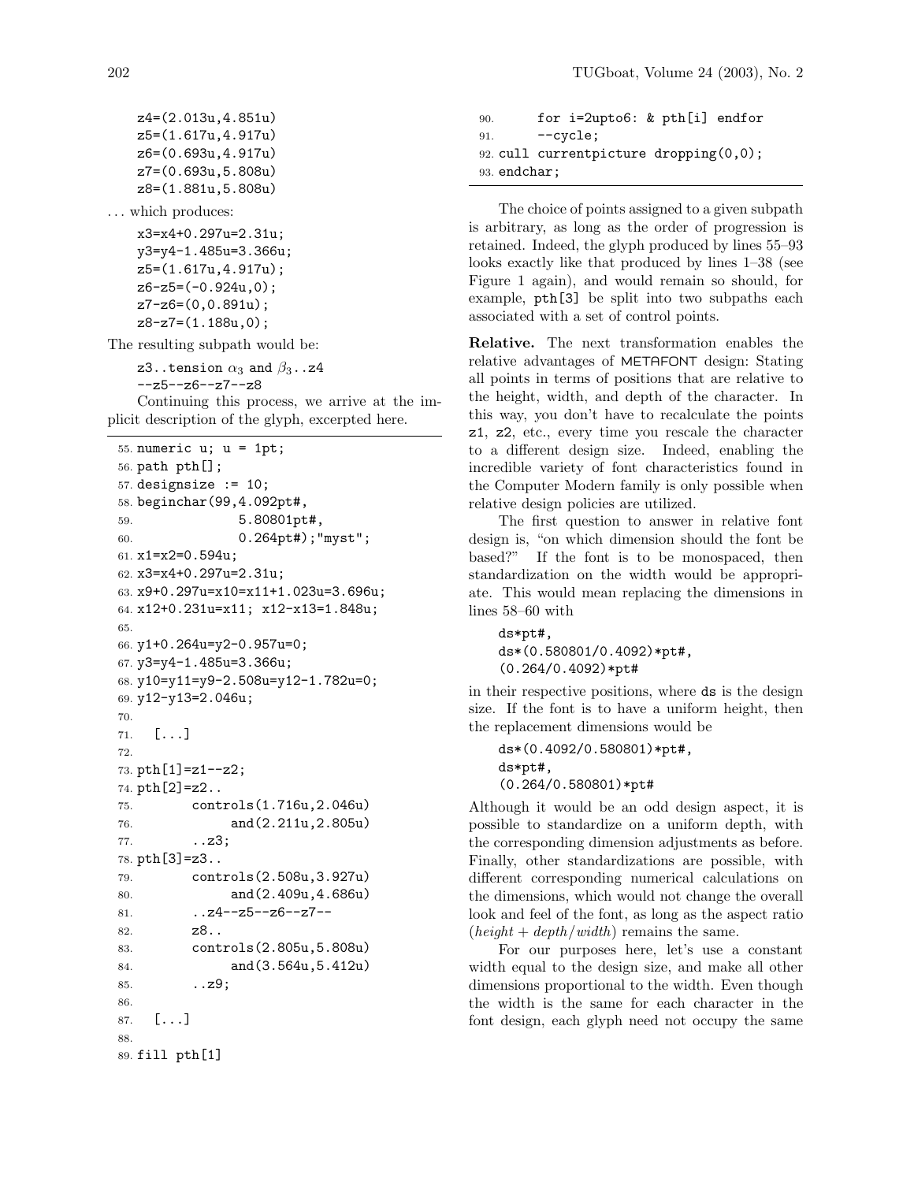```
z4=(2.013u,4.851u)
z5=(1.617u,4.917u)
z6=(0.693u,4.917u)
z7=(0.693u,5.808u)
z8=(1.881u,5.808u)
```

... which produces:

```
x3=x4+0.297u=2.31u;
y3=y4-1.485u=3.366u;
z5=(1.617u,4.917u);
z6-z5=(-0.924u,0);
z7-z6=(0,0.891u);
z8-z7=(1.188u,0);
```

The resulting subpath would be:

```
z3..tension α3 and β3..z4
--z5--z6--z7--z8
```

Continuing this process, we arrive at the implicit description of the glyph, excerpted here.

```
55. numeric u; u = 1pt;
56. path pth[];
57. designsize := 10;
58. beginchar(99,4.092pt#,
59.             5.80801pt#,
60.             0.264pt#);"myst";
61. x1=x2=0.594u;
62. x3=x4+0.297u=2.31u;
63. x9+0.297u=x10=x11+1.023u=3.696u;
64. x12+0.231u=x11; x12-x13=1.848u;
65.
66. y1+0.264u=y2-0.957u=0;
67. y3=y4-1.485u=3.366u;
68. y10=y11=y9-2.508u=y12-1.782u=0;
69. y12-y13=2.046u;
70.
71.   [...]
72.
73. pth[1]=z1--z2;
74. pth[2]=z2..
75.        controls(1.716u,2.046u)
76.             and(2.211u,2.805u)
77.        ..z3;
78. pth[3]=z3..
79.        controls(2.508u,3.927u)
80.             and(2.409u,4.686u)
81.        ..z4--z5--z6--z7--
82.        z8..
83.        controls(2.805u,5.808u)
84.             and(3.564u,5.412u)
85.        ..z9;
86.
87.   [...]
88.
89. fill pth[1]
90.      for i=2upto6: & pth[i] endfor
91.      --cycle;
92. cull currentpicture dropping(0,0);
93. endchar;
```

The choice of points assigned to a given subpath is arbitrary, as long as the order of progression is retained. Indeed, the glyph produced by lines 55–93 looks exactly like that produced by lines 1–38 (see Figure 1 again), and would remain so should, for example, pth[3] be split into two subpaths each associated with a set of control points.

**Relative.** The next transformation enables the relative advantages of METAFONT design: Stating all points in terms of positions that are relative to the height, width, and depth of the character. In this way, you don't have to recalculate the points z1, z2, etc., every time you rescale the character to a different design size. Indeed, enabling the incredible variety of font characteristics found in the Computer Modern family is only possible when relative design policies are utilized.

The first question to answer in relative font design is, "on which dimension should the font be based?" If the font is to be monospaced, then standardization on the width would be appropriate. This would mean replacing the dimensions in lines 58–60 with

```
ds*pt#,
ds*(0.580801/0.4092)*pt#,
(0.264/0.4092)*pt#
```

in their respective positions, where ds is the design size. If the font is to have a uniform height, then the replacement dimensions would be

```
ds*(0.4092/0.580801)*pt#,
ds*pt#,
(0.264/0.580801)*pt#
```

Although it would be an odd design aspect, it is possible to standardize on a uniform depth, with the corresponding dimension adjustments as before. Finally, other standardizations are possible, with different corresponding numerical calculations on the dimensions, which would not change the overall look and feel of the font, as long as the aspect ratio (*height* + *depth*/*width*) remains the same.

For our purposes here, let's use a constant width equal to the design size, and make all other dimensions proportional to the width. Even though the width is the same for each character in the font design, each glyph need not occupy the same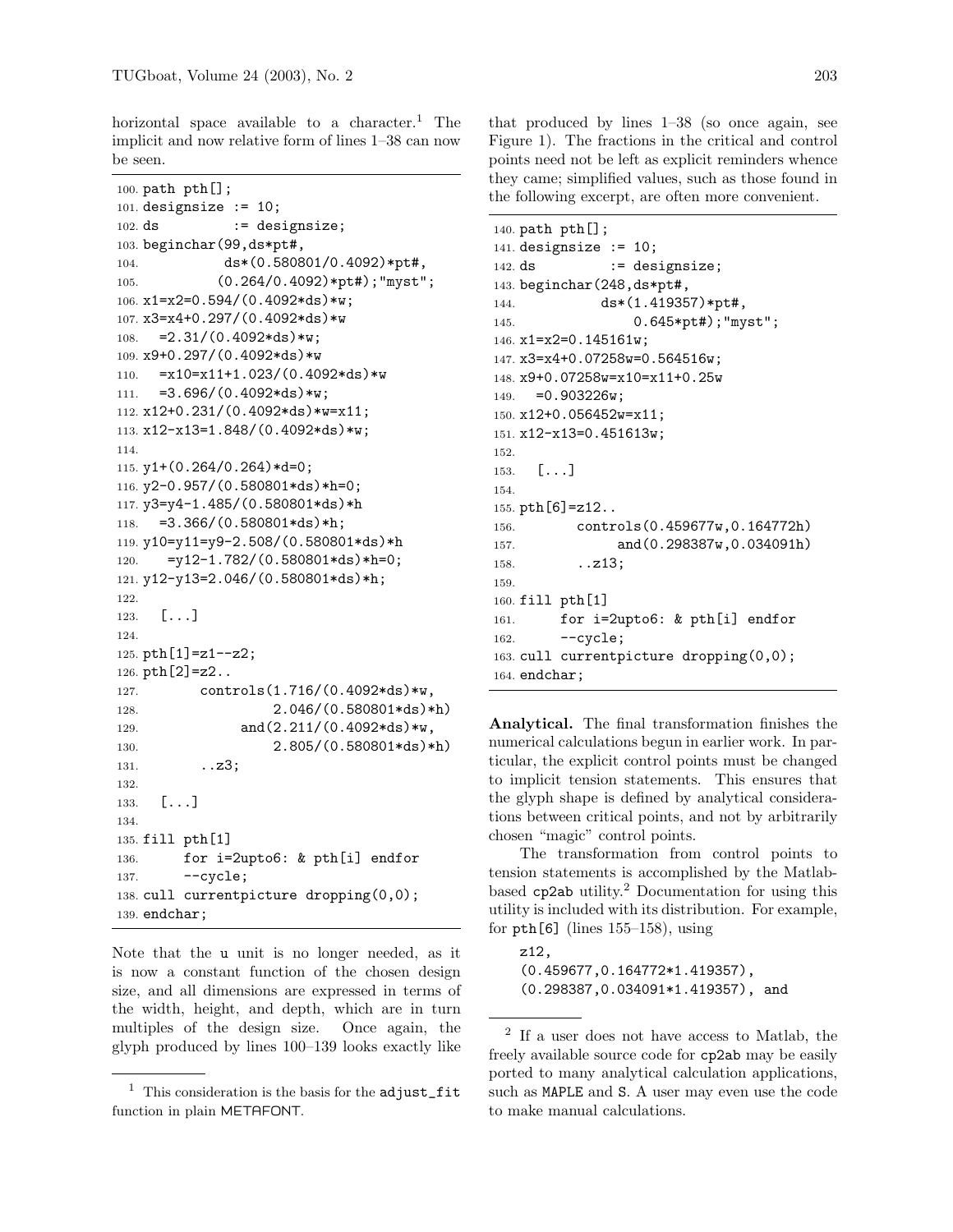horizontal space available to a character.[1] The implicit and now relative form of lines 1–38 can now be seen.

```
100. path pth[];
101. designsize := 10;
102. ds         := designsize;
103. beginchar(99,ds*pt#,
104.           ds*(0.580801/0.4092)*pt#,
105.          (0.264/0.4092)*pt#);"myst";
106. x1=x2=0.594/(0.4092*ds)*w;
107. x3=x4+0.297/(0.4092*ds)*w
108.   =2.31/(0.4092*ds)*w;
109. x9+0.297/(0.4092*ds)*w
110.   =x10=x11+1.023/(0.4092*ds)*w
111.   =3.696/(0.4092*ds)*w;
112. x12+0.231/(0.4092*ds)*w=x11;
113. x12-x13=1.848/(0.4092*ds)*w;
114.
115. y1+(0.264/0.264)*d=0;
116. y2-0.957/(0.580801*ds)*h=0;
117. y3=y4-1.485/(0.580801*ds)*h
118.   =3.366/(0.580801*ds)*h;
119. y10=y11=y9-2.508/(0.580801*ds)*h
120.    =y12-1.782/(0.580801*ds)*h=0;
121. y12-y13=2.046/(0.580801*ds)*h;
122.
123.   [...]
124.
125. pth[1]=z1--z2;
126. pth[2]=z2..
127.        controls(1.716/(0.4092*ds)*w,
128.                 2.046/(0.580801*ds)*h)
129.              and(2.211/(0.4092*ds)*w,
130.                 2.805/(0.580801*ds)*h)
131.        ..z3;
132.
133.   [...]
134.
135. fill pth[1]
136.      for i=2upto6: & pth[i] endfor
137.      --cycle;
138. cull currentpicture dropping(0,0);
139. endchar;
```

Note that the u unit is no longer needed, as it is now a constant function of the chosen design size, and all dimensions are expressed in terms of the width, height, and depth, which are in turn multiples of the design size. Once again, the glyph produced by lines 100–139 looks exactly like that produced by lines 1–38 (so once again, see Figure 1). The fractions in the critical and control points need not be left as explicit reminders whence they came; simplified values, such as those found in the following excerpt, are often more convenient.

```
140. path pth[];
141. designsize := 10;
142. ds         := designsize;
143. beginchar(248,ds*pt#,
144.           ds*(1.419357)*pt#,
145.               0.645*pt#);"myst";
146. x1=x2=0.145161w;
147. x3=x4+0.07258w=0.564516w;
148. x9+0.07258w=x10=x11+0.25w
149.   =0.903226w;
150. x12+0.056452w=x11;
151. x12-x13=0.451613w;
152.
153.   [...]
154.
155. pth[6]=z12..
156.        controls(0.459677w,0.164772h)
157.             and(0.298387w,0.034091h)
158.        ..z13;
159.
160. fill pth[1]
161.      for i=2upto6: & pth[i] endfor
162.      --cycle;
163. cull currentpicture dropping(0,0);
164. endchar;
```

**Analytical.** The final transformation finishes the numerical calculations begun in earlier work. In particular, the explicit control points must be changed to implicit tension statements. This ensures that the glyph shape is defined by analytical considerations between critical points, and not by arbitrarily chosen "magic" control points.

The transformation from control points to tension statements is accomplished by the Matlab-based cp2ab utility.[2] Documentation for using this utility is included with its distribution. For example, for pth[6] (lines 155–158), using

```
z12,
(0.459677,0.164772*1.419357),
(0.298387,0.034091*1.419357), and
```

---

[1] This consideration is the basis for the adjust_fit function in plain METAFONT.

[2] If a user does not have access to Matlab, the freely available source code for cp2ab may be easily ported to many analytical calculation applications, such as MAPLE and S. A user may even use the code to make manual calculations.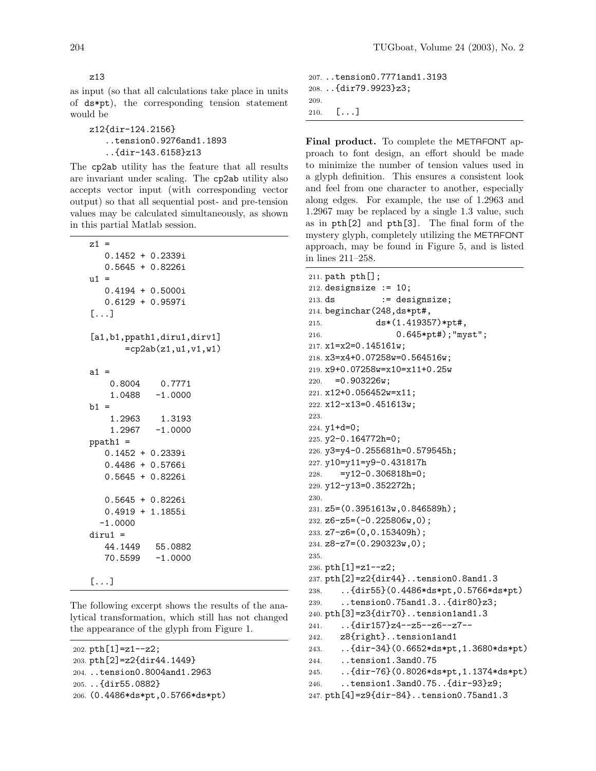```
z13
```

as input (so that all calculations take place in units of `ds*pt`), the corresponding tension statement would be

```
z12{dir-124.2156}
   ..tension0.9276and1.1893
   ..{dir-143.6158}z13
```

The `cp2ab` utility has the feature that all results are invariant under scaling. The `cp2ab` utility also accepts vector input (with corresponding vector output) so that all sequential post- and pre-tension values may be calculated simultaneously, as shown in this partial Matlab session.

```
z1 =
   0.1452 + 0.2339i
   0.5645 + 0.8226i
u1 =
   0.4194 + 0.5000i
   0.6129 + 0.9597i
[...]

[a1,b1,ppath1,diru1,dirv1]
       =cp2ab(z1,u1,v1,w1)

a1 =
    0.8004    0.7771
    1.0488   -1.0000
b1 =
    1.2963    1.3193
    1.2967   -1.0000
ppath1 =
   0.1452 + 0.2339i
   0.4486 + 0.5766i
   0.5645 + 0.8226i

   0.5645 + 0.8226i
   0.4919 + 1.1855i
  -1.0000
diru1 =
   44.1449   55.0882
   70.5599   -1.0000

[...]
```

The following excerpt shows the results of the analytical transformation, which still has not changed the appearance of the glyph from Figure 1.

```
202. pth[1]=z1--z2;
203. pth[2]=z2{dir44.1449}
204. ..tension0.8004and1.2963
205. ..{dir55.0882}
206. (0.4486*ds*pt,0.5766*ds*pt)
207. ..tension0.7771and1.3193
208. ..{dir79.9923}z3;
209.
210.   [...]
```

**Final product.** To complete the METAFONT approach to font design, an effort should be made to minimize the number of tension values used in a glyph definition. This ensures a consistent look and feel from one character to another, especially along edges. For example, the use of 1.2963 and 1.2967 may be replaced by a single 1.3 value, such as in `pth[2]` and `pth[3]`. The final form of the mystery glyph, completely utilizing the METAFONT approach, may be found in Figure 5, and is listed in lines 211–258.

```
211. path pth[];
212. designsize := 10;
213. ds         := designsize;
214. beginchar(248,ds*pt#,
215.           ds*(1.419357)*pt#,
216.               0.645*pt#);"myst";
217. x1=x2=0.145161w;
218. x3=x4+0.07258w=0.564516w;
219. x9+0.07258w=x10=x11+0.25w
220.   =0.903226w;
221. x12+0.056452w=x11;
222. x12-x13=0.451613w;
223.
224. y1+d=0;
225. y2-0.164772h=0;
226. y3=y4-0.255681h=0.579545h;
227. y10=y11=y9-0.431817h
228.    =y12-0.306818h=0;
229. y12-y13=0.352272h;
230.
231. z5=(0.3951613w,0.846589h);
232. z6-z5=(-0.225806w,0);
233. z7-z6=(0,0.153409h);
234. z8-z7=(0.290323w,0);
235.
236. pth[1]=z1--z2;
237. pth[2]=z2{dir44}..tension0.8and1.3
238.    ..{dir55}(0.4486*ds*pt,0.5766*ds*pt)
239.    ..tension0.75and1.3..{dir80}z3;
240. pth[3]=z3{dir70}..tension1and1.3
241.    ..{dir157}z4--z5--z6--z7--
242.    z8{right}..tension1and1
243.    ..{dir-34}(0.6652*ds*pt,1.3680*ds*pt)
244.    ..tension1.3and0.75
245.    ..{dir-76}(0.8026*ds*pt,1.1374*ds*pt)
246.    ..tension1.3and0.75..{dir-93}z9;
247. pth[4]=z9{dir-84}..tension0.75and1.3
```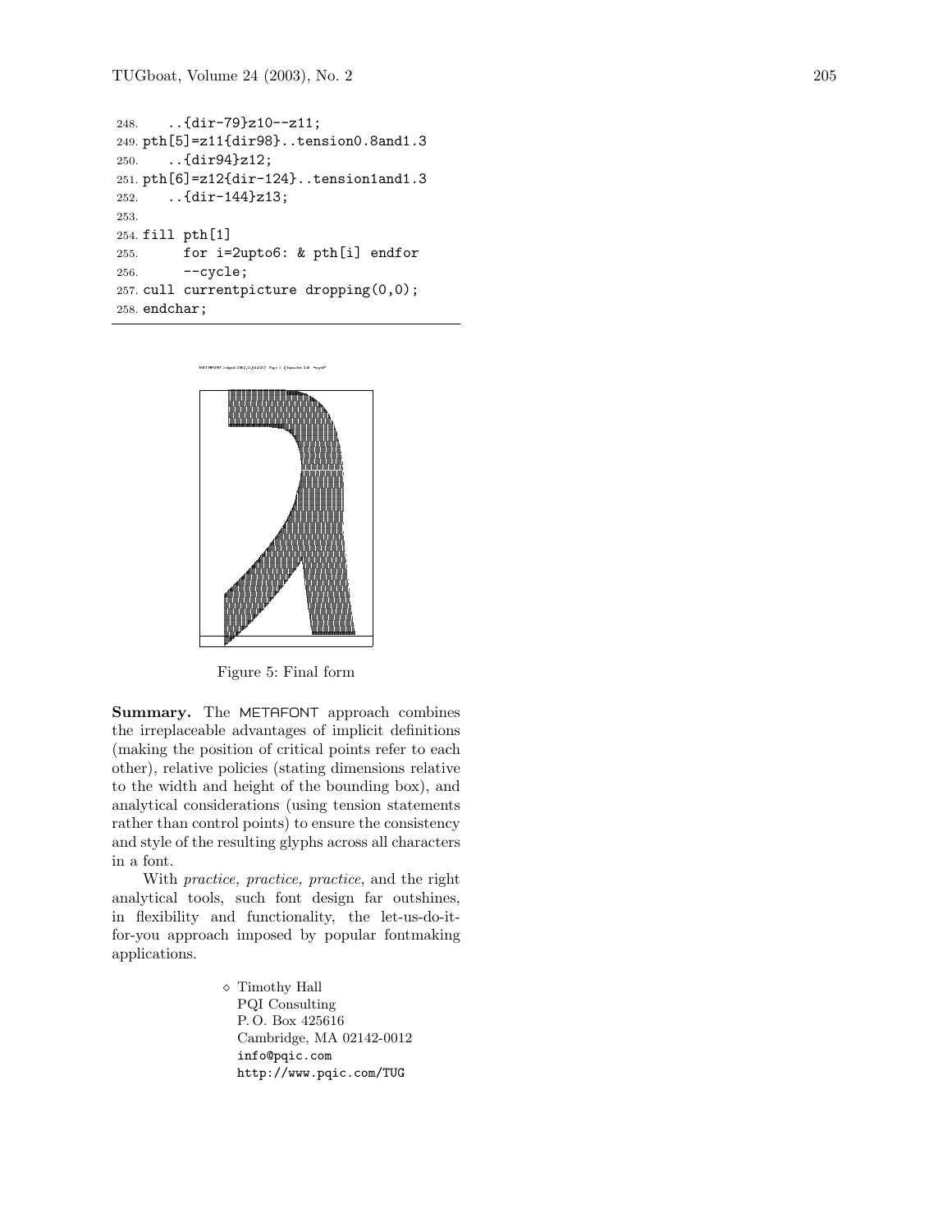```
248.     ..{dir-79}z10--z11;
249. pth[5]=z11{dir98}..tension0.8and1.3
250.     ..{dir94}z12;
251. pth[6]=z12{dir-124}..tension1and1.3
252.     ..{dir-144}z13;
253.
254. fill pth[1]
255.       for i=2upto6: & pth[i] endfor
256.       --cycle;
257. cull currentpicture dropping(0,0);
258. endchar;
```

Figure 5: Final form

**Summary.** The METAFONT approach combines the irreplaceable advantages of implicit definitions (making the position of critical points refer to each other), relative policies (stating dimensions relative to the width and height of the bounding box), and analytical considerations (using tension statements rather than control points) to ensure the consistency and style of the resulting glyphs across all characters in a font.

With *practice, practice, practice,* and the right analytical tools, such font design far outshines, in flexibility and functionality, the let-us-do-it-for-you approach imposed by popular fontmaking applications.

◇ Timothy Hall
PQI Consulting
P. O. Box 425616
Cambridge, MA 02142-0012
info@pqic.com
http://www.pqic.com/TUG